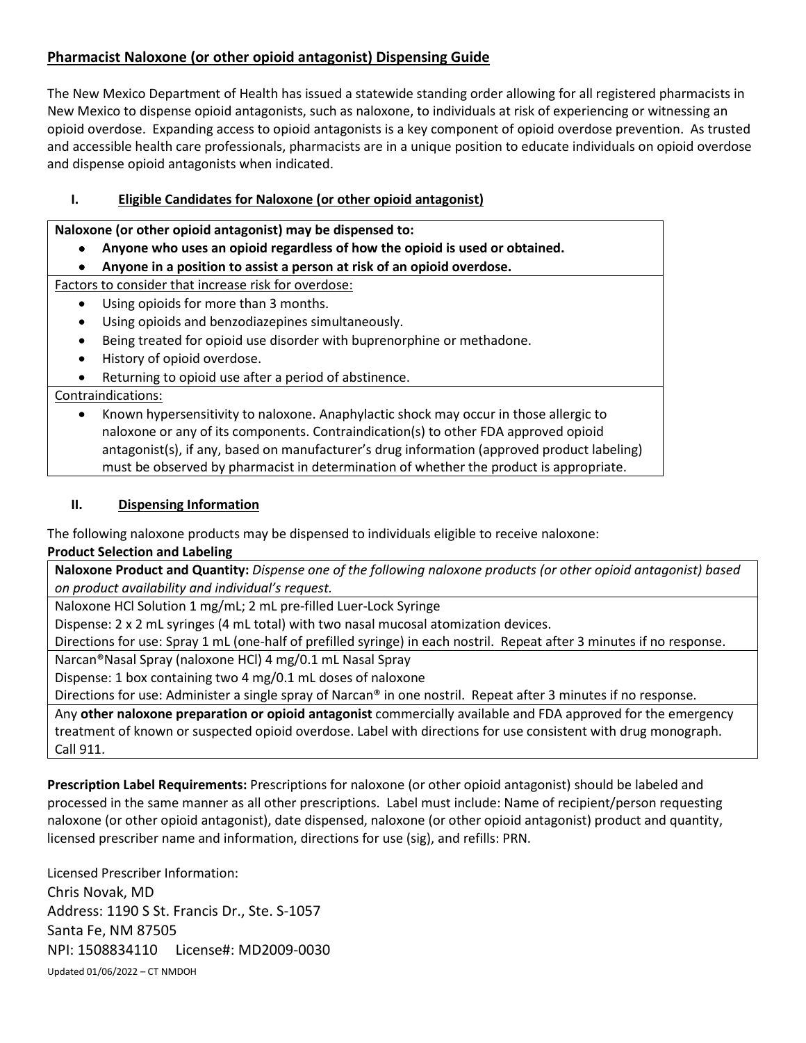# Pharmacist Naloxone (or other opioid antagonist) Dispensing Guide

The New Mexico Department of Health has issued a statewide standing order allowing for all registered pharmacists in New Mexico to dispense opioid antagonists, such as naloxone, to individuals at risk of experiencing or witnessing an opioid overdose. Expanding access to opioid antagonists is a key component of opioid overdose prevention. As trusted and accessible health care professionals, pharmacists are in a unique position to educate individuals on opioid overdose and dispense opioid antagonists when indicated.

## I. Eligible Candidates for Naloxone (or other opioid antagonist)

**Naloxone (or other opioid antagonist) may be dispensed to:**

- **Anyone who uses an opioid regardless of how the opioid is used or obtained.**
- **Anyone in a position to assist a person at risk of an opioid overdose.**

Factors to consider that increase risk for overdose:

- Using opioids for more than 3 months.
- Using opioids and benzodiazepines simultaneously.
- Being treated for opioid use disorder with buprenorphine or methadone.
- History of opioid overdose.
- Returning to opioid use after a period of abstinence.

Contraindications:

- Known hypersensitivity to naloxone. Anaphylactic shock may occur in those allergic to naloxone or any of its components. Contraindication(s) to other FDA approved opioid antagonist(s), if any, based on manufacturer's drug information (approved product labeling) must be observed by pharmacist in determination of whether the product is appropriate.

## II. Dispensing Information

The following naloxone products may be dispensed to individuals eligible to receive naloxone:

**Product Selection and Labeling**

**Naloxone Product and Quantity:** *Dispense one of the following naloxone products (or other opioid antagonist) based on product availability and individual's request.*

Naloxone HCl Solution 1 mg/mL; 2 mL pre-filled Luer-Lock Syringe
Dispense: 2 x 2 mL syringes (4 mL total) with two nasal mucosal atomization devices.
Directions for use: Spray 1 mL (one-half of prefilled syringe) in each nostril. Repeat after 3 minutes if no response.

Narcan®Nasal Spray (naloxone HCl) 4 mg/0.1 mL Nasal Spray
Dispense: 1 box containing two 4 mg/0.1 mL doses of naloxone
Directions for use: Administer a single spray of Narcan® in one nostril. Repeat after 3 minutes if no response.

Any **other naloxone preparation or opioid antagonist** commercially available and FDA approved for the emergency treatment of known or suspected opioid overdose. Label with directions for use consistent with drug monograph. Call 911.

**Prescription Label Requirements:** Prescriptions for naloxone (or other opioid antagonist) should be labeled and processed in the same manner as all other prescriptions. Label must include: Name of recipient/person requesting naloxone (or other opioid antagonist), date dispensed, naloxone (or other opioid antagonist) product and quantity, licensed prescriber name and information, directions for use (sig), and refills: PRN.

Licensed Prescriber Information:
Chris Novak, MD
Address: 1190 S St. Francis Dr., Ste. S-1057
Santa Fe, NM 87505
NPI: 1508834110 License#: MD2009-0030

Updated 01/06/2022 – CT NMDOH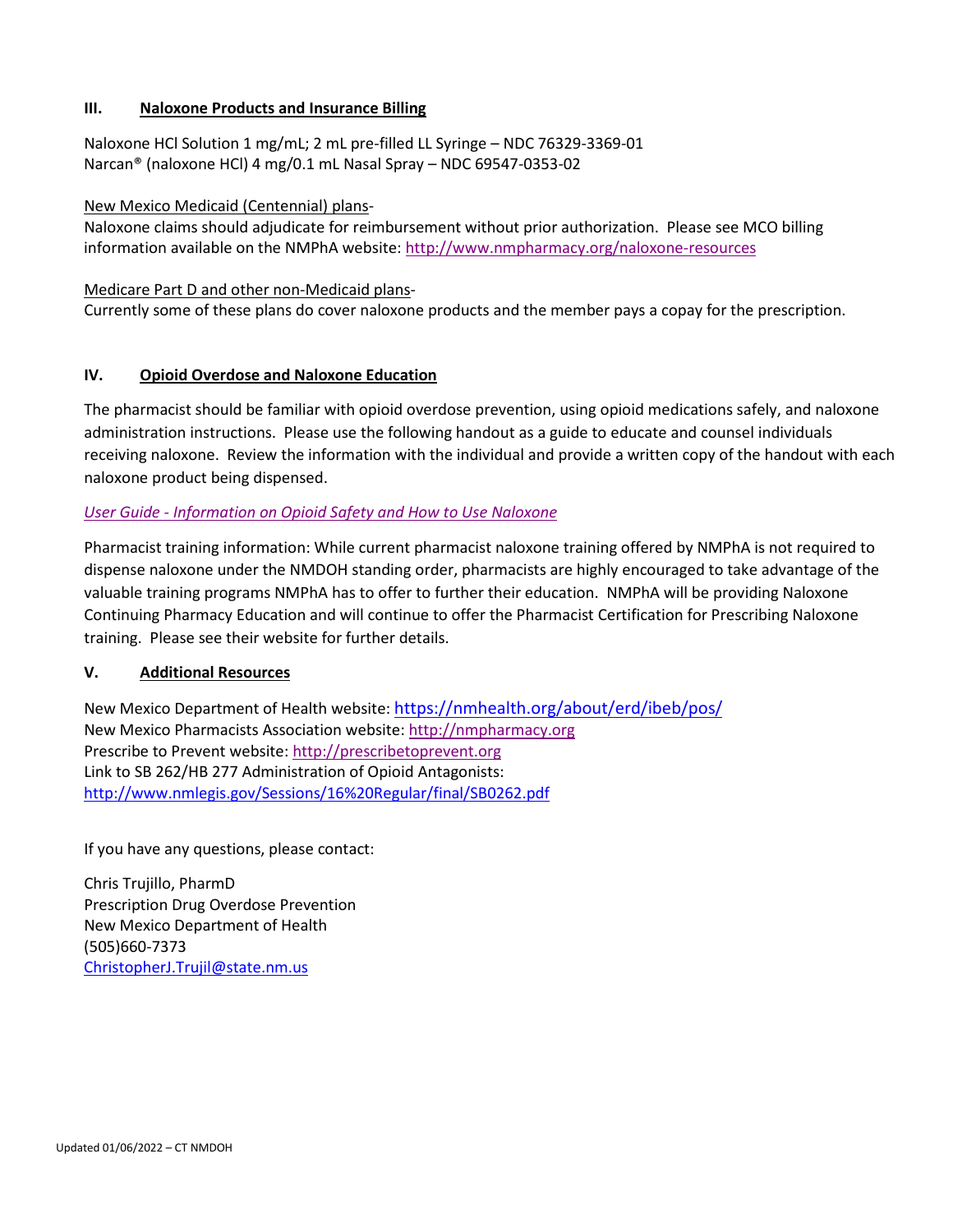## III. Naloxone Products and Insurance Billing

Naloxone HCl Solution 1 mg/mL; 2 mL pre-filled LL Syringe – NDC 76329-3369-01
Narcan® (naloxone HCl) 4 mg/0.1 mL Nasal Spray – NDC 69547-0353-02

New Mexico Medicaid (Centennial) plans-
Naloxone claims should adjudicate for reimbursement without prior authorization. Please see MCO billing information available on the NMPhA website: http://www.nmpharmacy.org/naloxone-resources

Medicare Part D and other non-Medicaid plans-
Currently some of these plans do cover naloxone products and the member pays a copay for the prescription.

## IV. Opioid Overdose and Naloxone Education

The pharmacist should be familiar with opioid overdose prevention, using opioid medications safely, and naloxone administration instructions. Please use the following handout as a guide to educate and counsel individuals receiving naloxone. Review the information with the individual and provide a written copy of the handout with each naloxone product being dispensed.

*User Guide - Information on Opioid Safety and How to Use Naloxone*

Pharmacist training information: While current pharmacist naloxone training offered by NMPhA is not required to dispense naloxone under the NMDOH standing order, pharmacists are highly encouraged to take advantage of the valuable training programs NMPhA has to offer to further their education. NMPhA will be providing Naloxone Continuing Pharmacy Education and will continue to offer the Pharmacist Certification for Prescribing Naloxone training. Please see their website for further details.

## V. Additional Resources

New Mexico Department of Health website: https://nmhealth.org/about/erd/ibeb/pos/
New Mexico Pharmacists Association website: http://nmpharmacy.org
Prescribe to Prevent website: http://prescribetoprevent.org
Link to SB 262/HB 277 Administration of Opioid Antagonists:
http://www.nmlegis.gov/Sessions/16%20Regular/final/SB0262.pdf

If you have any questions, please contact:

Chris Trujillo, PharmD
Prescription Drug Overdose Prevention
New Mexico Department of Health
(505)660-7373
ChristopherJ.Trujil@state.nm.us

Updated 01/06/2022 – CT NMDOH